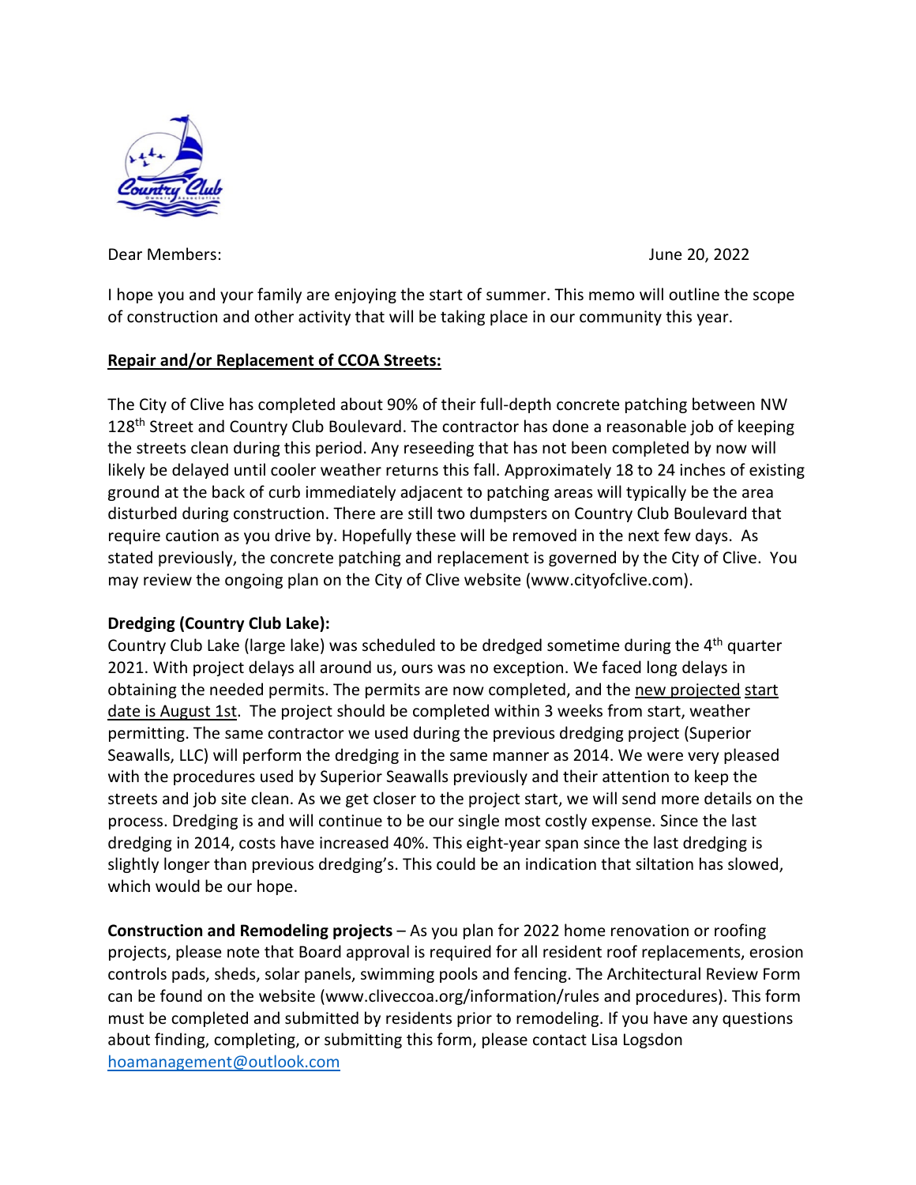Dear Members: June 20, 2022

I hope you and your family are enjoying the start of summer. This memo will outline the scope of construction and other activity that will be taking place in our community this year.

**Repair and/or Replacement of CCOA Streets:**

The City of Clive has completed about 90% of their full-depth concrete patching between NW 128th Street and Country Club Boulevard. The contractor has done a reasonable job of keeping the streets clean during this period. Any reseeding that has not been completed by now will likely be delayed until cooler weather returns this fall. Approximately 18 to 24 inches of existing ground at the back of curb immediately adjacent to patching areas will typically be the area disturbed during construction. There are still two dumpsters on Country Club Boulevard that require caution as you drive by. Hopefully these will be removed in the next few days. As stated previously, the concrete patching and replacement is governed by the City of Clive. You may review the ongoing plan on the City of Clive website (www.cityofclive.com).

**Dredging (Country Club Lake):**

Country Club Lake (large lake) was scheduled to be dredged sometime during the 4th quarter 2021. With project delays all around us, ours was no exception. We faced long delays in obtaining the needed permits. The permits are now completed, and the new projected start date is August 1st. The project should be completed within 3 weeks from start, weather permitting. The same contractor we used during the previous dredging project (Superior Seawalls, LLC) will perform the dredging in the same manner as 2014. We were very pleased with the procedures used by Superior Seawalls previously and their attention to keep the streets and job site clean. As we get closer to the project start, we will send more details on the process. Dredging is and will continue to be our single most costly expense. Since the last dredging in 2014, costs have increased 40%. This eight-year span since the last dredging is slightly longer than previous dredging's. This could be an indication that siltation has slowed, which would be our hope.

**Construction and Remodeling projects** – As you plan for 2022 home renovation or roofing projects, please note that Board approval is required for all resident roof replacements, erosion controls pads, sheds, solar panels, swimming pools and fencing. The Architectural Review Form can be found on the website (www.cliveccoa.org/information/rules and procedures). This form must be completed and submitted by residents prior to remodeling. If you have any questions about finding, completing, or submitting this form, please contact Lisa Logsdon hoamanagement@outlook.com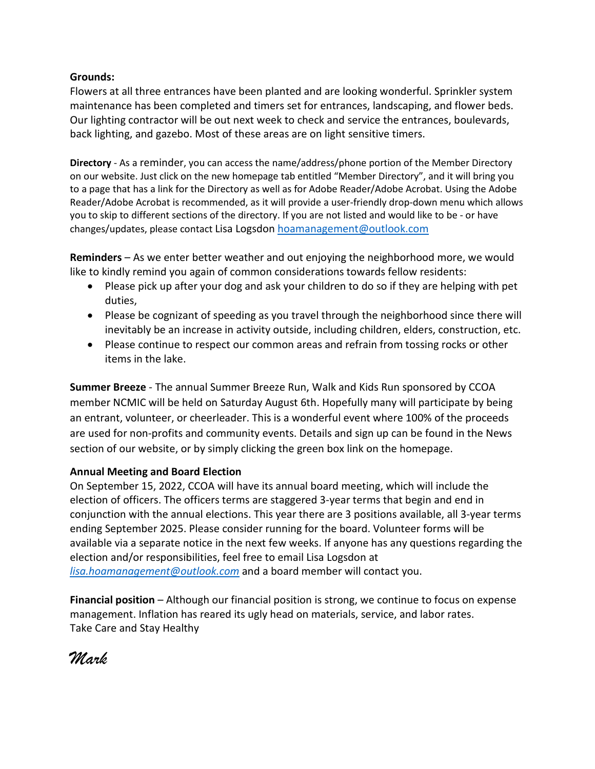**Grounds:**
Flowers at all three entrances have been planted and are looking wonderful. Sprinkler system maintenance has been completed and timers set for entrances, landscaping, and flower beds. Our lighting contractor will be out next week to check and service the entrances, boulevards, back lighting, and gazebo. Most of these areas are on light sensitive timers.

**Directory** - As a reminder, you can access the name/address/phone portion of the Member Directory on our website. Just click on the new homepage tab entitled "Member Directory", and it will bring you to a page that has a link for the Directory as well as for Adobe Reader/Adobe Acrobat. Using the Adobe Reader/Adobe Acrobat is recommended, as it will provide a user-friendly drop-down menu which allows you to skip to different sections of the directory. If you are not listed and would like to be - or have changes/updates, please contact Lisa Logsdon hoamanagement@outlook.com

**Reminders** – As we enter better weather and out enjoying the neighborhood more, we would like to kindly remind you again of common considerations towards fellow residents:

- Please pick up after your dog and ask your children to do so if they are helping with pet duties,
- Please be cognizant of speeding as you travel through the neighborhood since there will inevitably be an increase in activity outside, including children, elders, construction, etc.
- Please continue to respect our common areas and refrain from tossing rocks or other items in the lake.

**Summer Breeze** - The annual Summer Breeze Run, Walk and Kids Run sponsored by CCOA member NCMIC will be held on Saturday August 6th. Hopefully many will participate by being an entrant, volunteer, or cheerleader. This is a wonderful event where 100% of the proceeds are used for non-profits and community events. Details and sign up can be found in the News section of our website, or by simply clicking the green box link on the homepage.

**Annual Meeting and Board Election**
On September 15, 2022, CCOA will have its annual board meeting, which will include the election of officers. The officers terms are staggered 3-year terms that begin and end in conjunction with the annual elections. This year there are 3 positions available, all 3-year terms ending September 2025. Please consider running for the board. Volunteer forms will be available via a separate notice in the next few weeks. If anyone has any questions regarding the election and/or responsibilities, feel free to email Lisa Logsdon at *lisa.hoamanagement@outlook.com* and a board member will contact you.

**Financial position** – Although our financial position is strong, we continue to focus on expense management. Inflation has reared its ugly head on materials, service, and labor rates.
Take Care and Stay Healthy

*Mark*